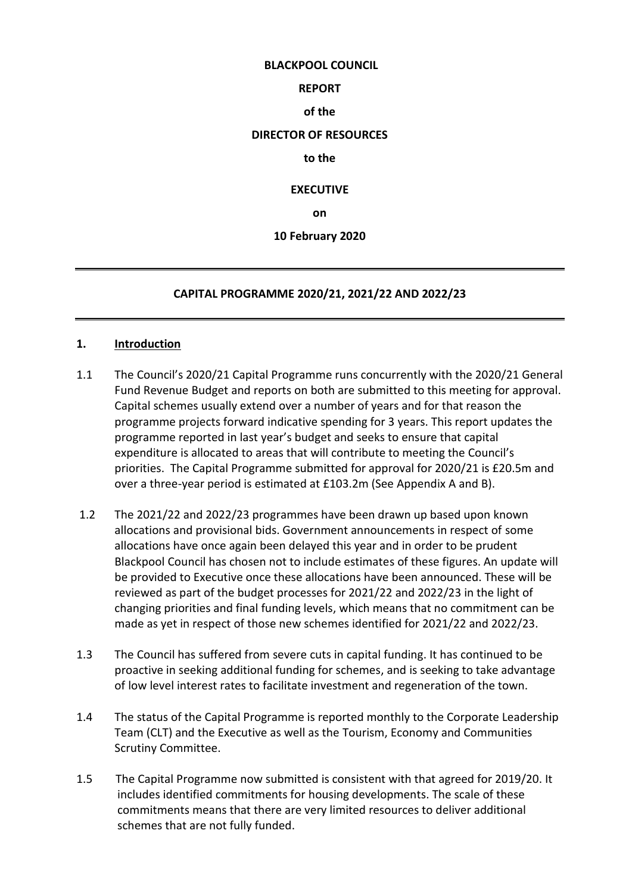**BLACKPOOL COUNCIL**

**REPORT**

**of the**

**DIRECTOR OF RESOURCES**

**to the**

**EXECUTIVE**

**on**

**10 February 2020**

---

## CAPITAL PROGRAMME 2020/21, 2021/22 AND 2022/23

---

## 1. Introduction

1.1 The Council's 2020/21 Capital Programme runs concurrently with the 2020/21 General Fund Revenue Budget and reports on both are submitted to this meeting for approval. Capital schemes usually extend over a number of years and for that reason the programme projects forward indicative spending for 3 years. This report updates the programme reported in last year's budget and seeks to ensure that capital expenditure is allocated to areas that will contribute to meeting the Council's priorities. The Capital Programme submitted for approval for 2020/21 is £20.5m and over a three-year period is estimated at £103.2m (See Appendix A and B).

1.2 The 2021/22 and 2022/23 programmes have been drawn up based upon known allocations and provisional bids. Government announcements in respect of some allocations have once again been delayed this year and in order to be prudent Blackpool Council has chosen not to include estimates of these figures. An update will be provided to Executive once these allocations have been announced. These will be reviewed as part of the budget processes for 2021/22 and 2022/23 in the light of changing priorities and final funding levels, which means that no commitment can be made as yet in respect of those new schemes identified for 2021/22 and 2022/23.

1.3 The Council has suffered from severe cuts in capital funding. It has continued to be proactive in seeking additional funding for schemes, and is seeking to take advantage of low level interest rates to facilitate investment and regeneration of the town.

1.4 The status of the Capital Programme is reported monthly to the Corporate Leadership Team (CLT) and the Executive as well as the Tourism, Economy and Communities Scrutiny Committee.

1.5 The Capital Programme now submitted is consistent with that agreed for 2019/20. It includes identified commitments for housing developments. The scale of these commitments means that there are very limited resources to deliver additional schemes that are not fully funded.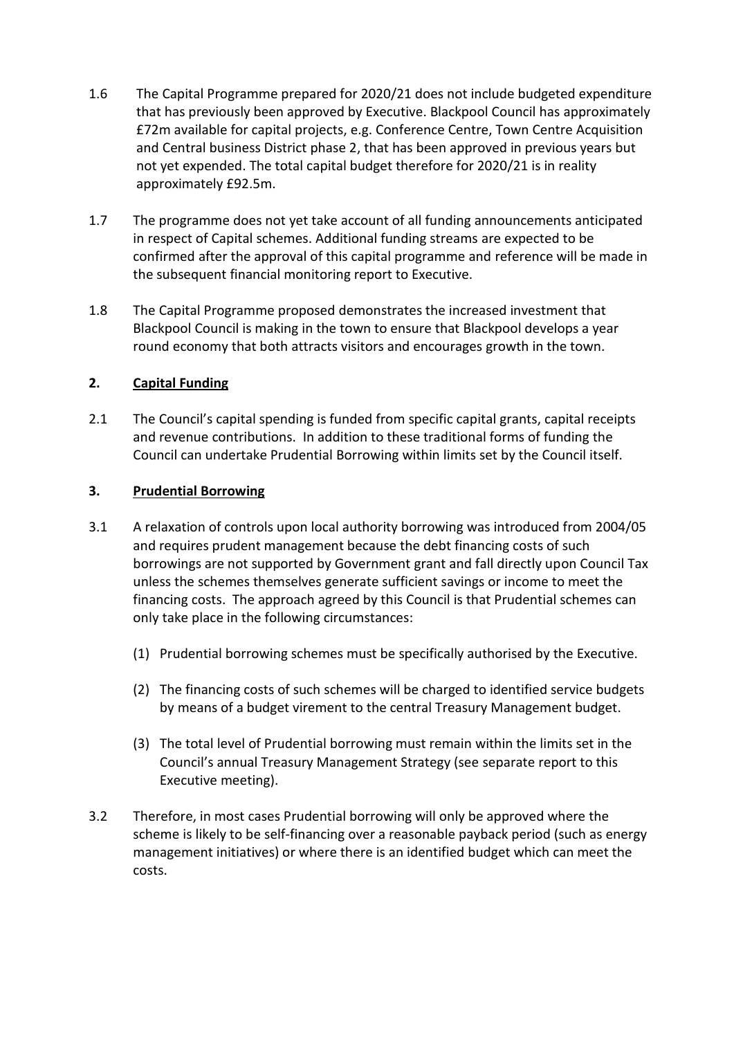1.6 The Capital Programme prepared for 2020/21 does not include budgeted expenditure that has previously been approved by Executive. Blackpool Council has approximately £72m available for capital projects, e.g. Conference Centre, Town Centre Acquisition and Central business District phase 2, that has been approved in previous years but not yet expended. The total capital budget therefore for 2020/21 is in reality approximately £92.5m.

1.7 The programme does not yet take account of all funding announcements anticipated in respect of Capital schemes. Additional funding streams are expected to be confirmed after the approval of this capital programme and reference will be made in the subsequent financial monitoring report to Executive.

1.8 The Capital Programme proposed demonstrates the increased investment that Blackpool Council is making in the town to ensure that Blackpool develops a year round economy that both attracts visitors and encourages growth in the town.

## 2. Capital Funding

2.1 The Council's capital spending is funded from specific capital grants, capital receipts and revenue contributions. In addition to these traditional forms of funding the Council can undertake Prudential Borrowing within limits set by the Council itself.

## 3. Prudential Borrowing

3.1 A relaxation of controls upon local authority borrowing was introduced from 2004/05 and requires prudent management because the debt financing costs of such borrowings are not supported by Government grant and fall directly upon Council Tax unless the schemes themselves generate sufficient savings or income to meet the financing costs. The approach agreed by this Council is that Prudential schemes can only take place in the following circumstances:

(1) Prudential borrowing schemes must be specifically authorised by the Executive.

(2) The financing costs of such schemes will be charged to identified service budgets by means of a budget virement to the central Treasury Management budget.

(3) The total level of Prudential borrowing must remain within the limits set in the Council's annual Treasury Management Strategy (see separate report to this Executive meeting).

3.2 Therefore, in most cases Prudential borrowing will only be approved where the scheme is likely to be self-financing over a reasonable payback period (such as energy management initiatives) or where there is an identified budget which can meet the costs.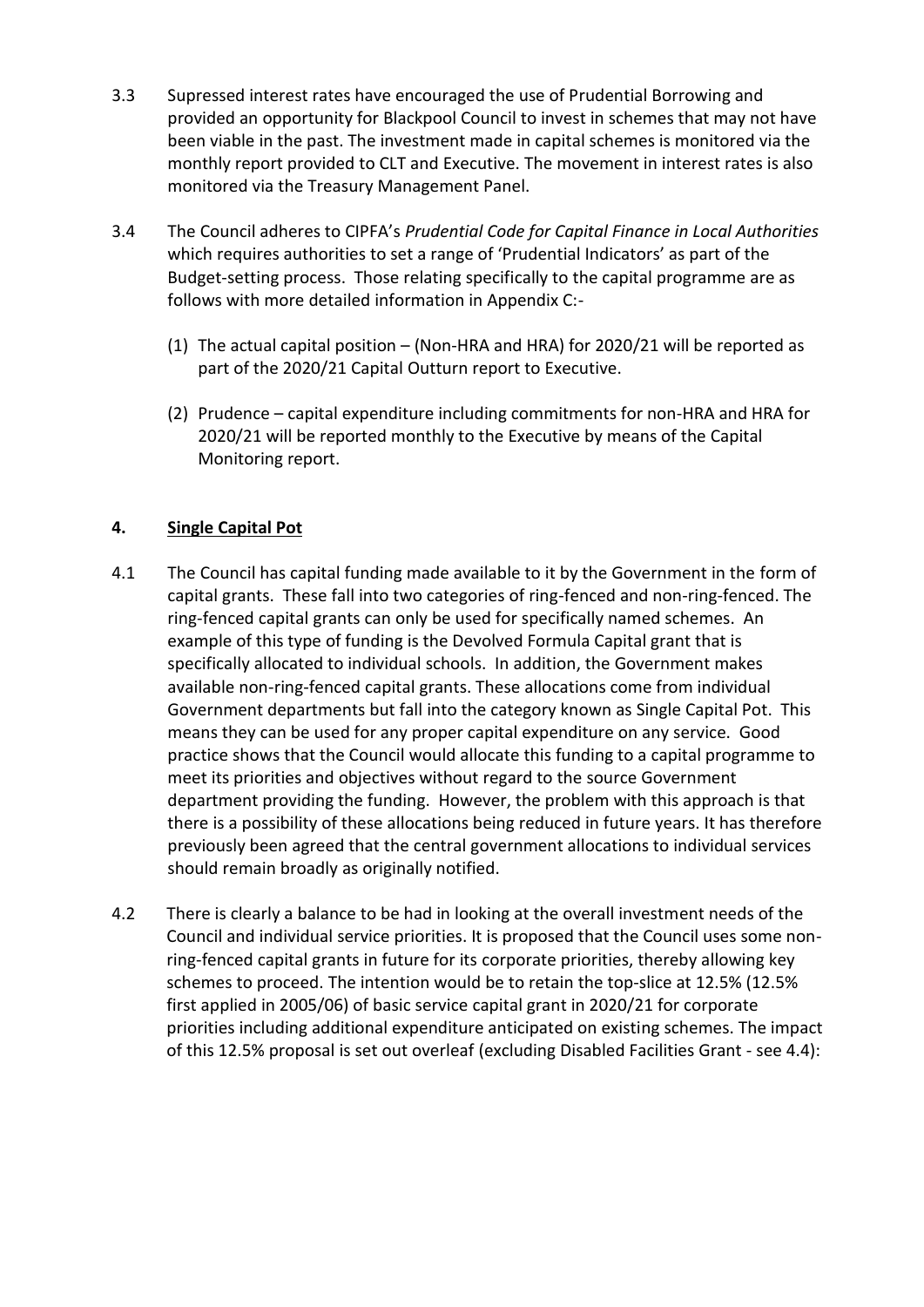3.3 Supressed interest rates have encouraged the use of Prudential Borrowing and provided an opportunity for Blackpool Council to invest in schemes that may not have been viable in the past. The investment made in capital schemes is monitored via the monthly report provided to CLT and Executive. The movement in interest rates is also monitored via the Treasury Management Panel.

3.4 The Council adheres to CIPFA's *Prudential Code for Capital Finance in Local Authorities* which requires authorities to set a range of 'Prudential Indicators' as part of the Budget-setting process. Those relating specifically to the capital programme are as follows with more detailed information in Appendix C:-

(1) The actual capital position – (Non-HRA and HRA) for 2020/21 will be reported as part of the 2020/21 Capital Outturn report to Executive.

(2) Prudence – capital expenditure including commitments for non-HRA and HRA for 2020/21 will be reported monthly to the Executive by means of the Capital Monitoring report.

## 4. Single Capital Pot

4.1 The Council has capital funding made available to it by the Government in the form of capital grants. These fall into two categories of ring-fenced and non-ring-fenced. The ring-fenced capital grants can only be used for specifically named schemes. An example of this type of funding is the Devolved Formula Capital grant that is specifically allocated to individual schools. In addition, the Government makes available non-ring-fenced capital grants. These allocations come from individual Government departments but fall into the category known as Single Capital Pot. This means they can be used for any proper capital expenditure on any service. Good practice shows that the Council would allocate this funding to a capital programme to meet its priorities and objectives without regard to the source Government department providing the funding. However, the problem with this approach is that there is a possibility of these allocations being reduced in future years. It has therefore previously been agreed that the central government allocations to individual services should remain broadly as originally notified.

4.2 There is clearly a balance to be had in looking at the overall investment needs of the Council and individual service priorities. It is proposed that the Council uses some non-ring-fenced capital grants in future for its corporate priorities, thereby allowing key schemes to proceed. The intention would be to retain the top-slice at 12.5% (12.5% first applied in 2005/06) of basic service capital grant in 2020/21 for corporate priorities including additional expenditure anticipated on existing schemes. The impact of this 12.5% proposal is set out overleaf (excluding Disabled Facilities Grant - see 4.4):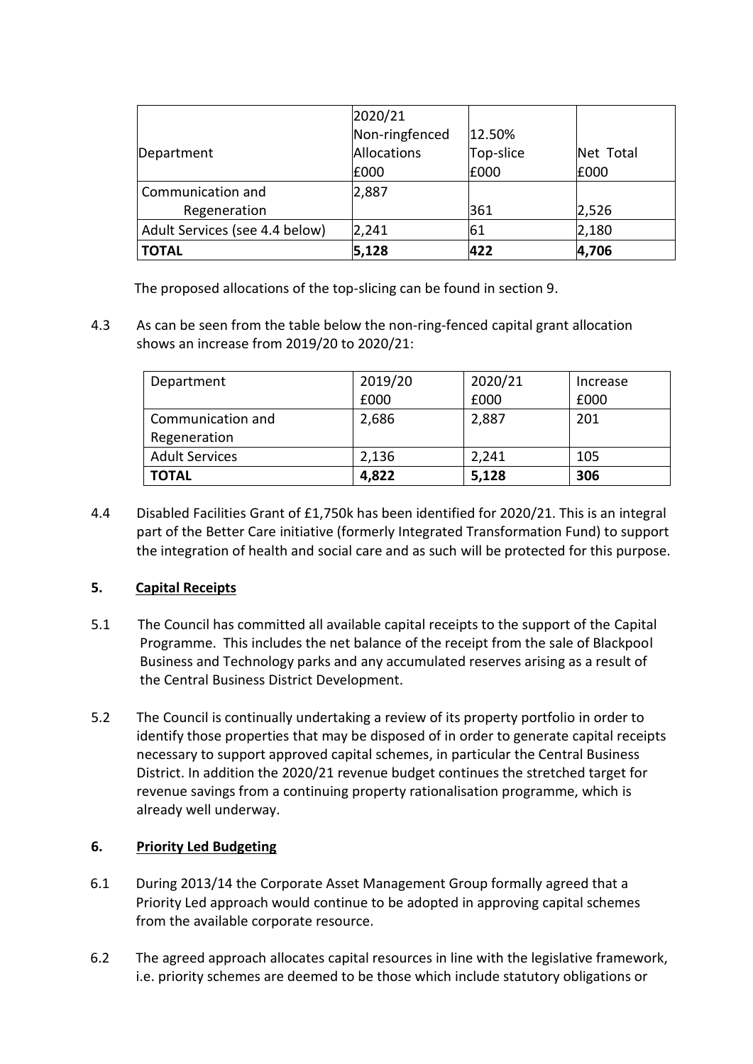| Department | 2020/21 Non-ringfenced Allocations £000 | 12.50% Top-slice £000 | Net Total £000 |
|---|---|---|---|
| Communication and Regeneration | 2,887 | 361 | 2,526 |
| Adult Services (see 4.4 below) | 2,241 | 61 | 2,180 |
| **TOTAL** | **5,128** | **422** | **4,706** |

The proposed allocations of the top-slicing can be found in section 9.

4.3 As can be seen from the table below the non-ring-fenced capital grant allocation shows an increase from 2019/20 to 2020/21:

| Department | 2019/20 £000 | 2020/21 £000 | Increase £000 |
|---|---|---|---|
| Communication and Regeneration | 2,686 | 2,887 | 201 |
| Adult Services | 2,136 | 2,241 | 105 |
| **TOTAL** | **4,822** | **5,128** | **306** |

4.4 Disabled Facilities Grant of £1,750k has been identified for 2020/21. This is an integral part of the Better Care initiative (formerly Integrated Transformation Fund) to support the integration of health and social care and as such will be protected for this purpose.

## 5. Capital Receipts

5.1 The Council has committed all available capital receipts to the support of the Capital Programme. This includes the net balance of the receipt from the sale of Blackpool Business and Technology parks and any accumulated reserves arising as a result of the Central Business District Development.

5.2 The Council is continually undertaking a review of its property portfolio in order to identify those properties that may be disposed of in order to generate capital receipts necessary to support approved capital schemes, in particular the Central Business District. In addition the 2020/21 revenue budget continues the stretched target for revenue savings from a continuing property rationalisation programme, which is already well underway.

## 6. Priority Led Budgeting

6.1 During 2013/14 the Corporate Asset Management Group formally agreed that a Priority Led approach would continue to be adopted in approving capital schemes from the available corporate resource.

6.2 The agreed approach allocates capital resources in line with the legislative framework, i.e. priority schemes are deemed to be those which include statutory obligations or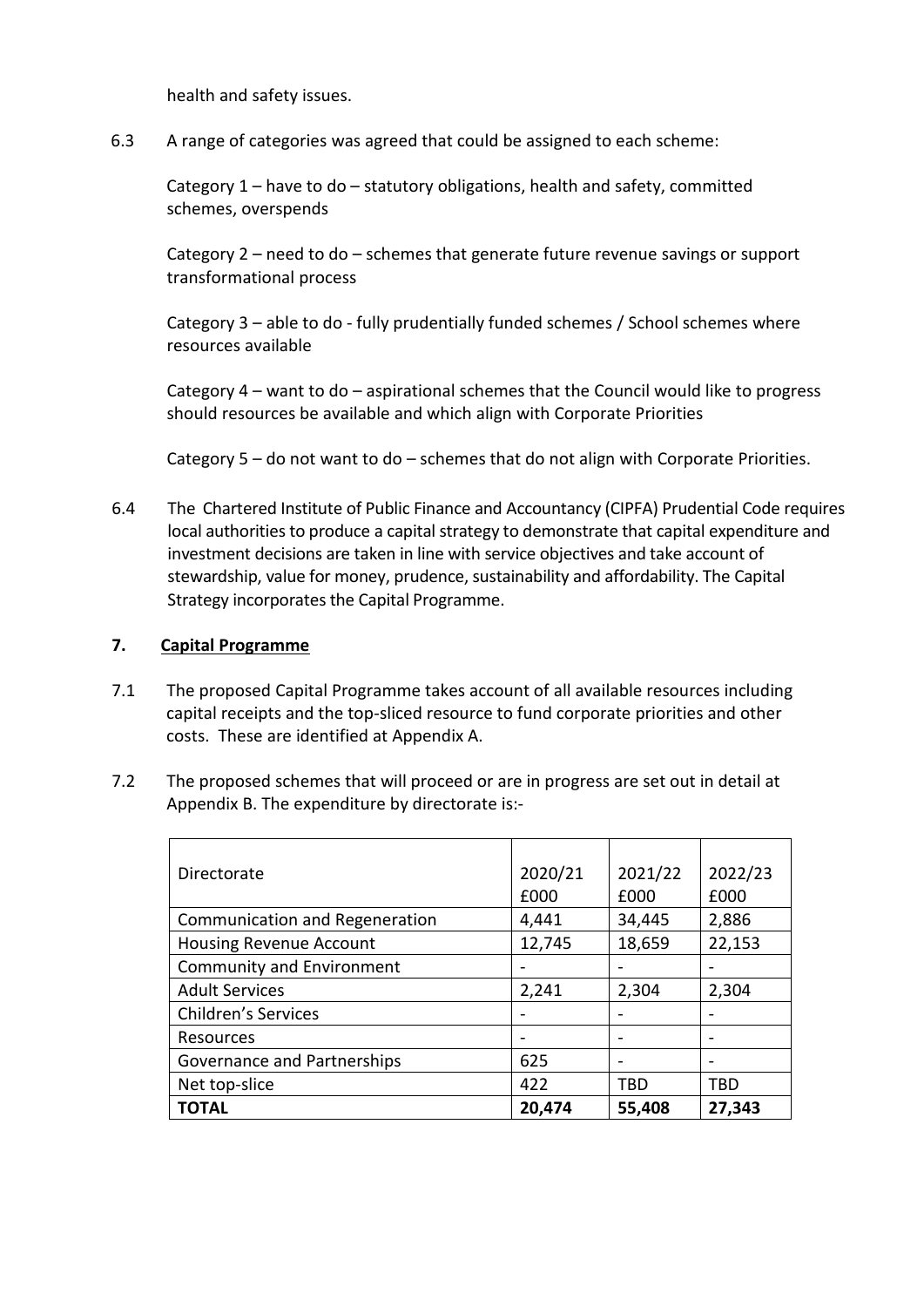health and safety issues.

6.3 A range of categories was agreed that could be assigned to each scheme:

Category 1 – have to do – statutory obligations, health and safety, committed schemes, overspends

Category 2 – need to do – schemes that generate future revenue savings or support transformational process

Category 3 – able to do - fully prudentially funded schemes / School schemes where resources available

Category 4 – want to do – aspirational schemes that the Council would like to progress should resources be available and which align with Corporate Priorities

Category 5 – do not want to do – schemes that do not align with Corporate Priorities.

6.4 The Chartered Institute of Public Finance and Accountancy (CIPFA) Prudential Code requires local authorities to produce a capital strategy to demonstrate that capital expenditure and investment decisions are taken in line with service objectives and take account of stewardship, value for money, prudence, sustainability and affordability. The Capital Strategy incorporates the Capital Programme.

## 7. Capital Programme

7.1 The proposed Capital Programme takes account of all available resources including capital receipts and the top-sliced resource to fund corporate priorities and other costs. These are identified at Appendix A.

7.2 The proposed schemes that will proceed or are in progress are set out in detail at Appendix B. The expenditure by directorate is:-

| Directorate | 2020/21 £000 | 2021/22 £000 | 2022/23 £000 |
|---|---|---|---|
| Communication and Regeneration | 4,441 | 34,445 | 2,886 |
| Housing Revenue Account | 12,745 | 18,659 | 22,153 |
| Community and Environment | - | - | - |
| Adult Services | 2,241 | 2,304 | 2,304 |
| Children's Services | - | - | - |
| Resources | - | - | - |
| Governance and Partnerships | 625 | - | - |
| Net top-slice | 422 | TBD | TBD |
| **TOTAL** | **20,474** | **55,408** | **27,343** |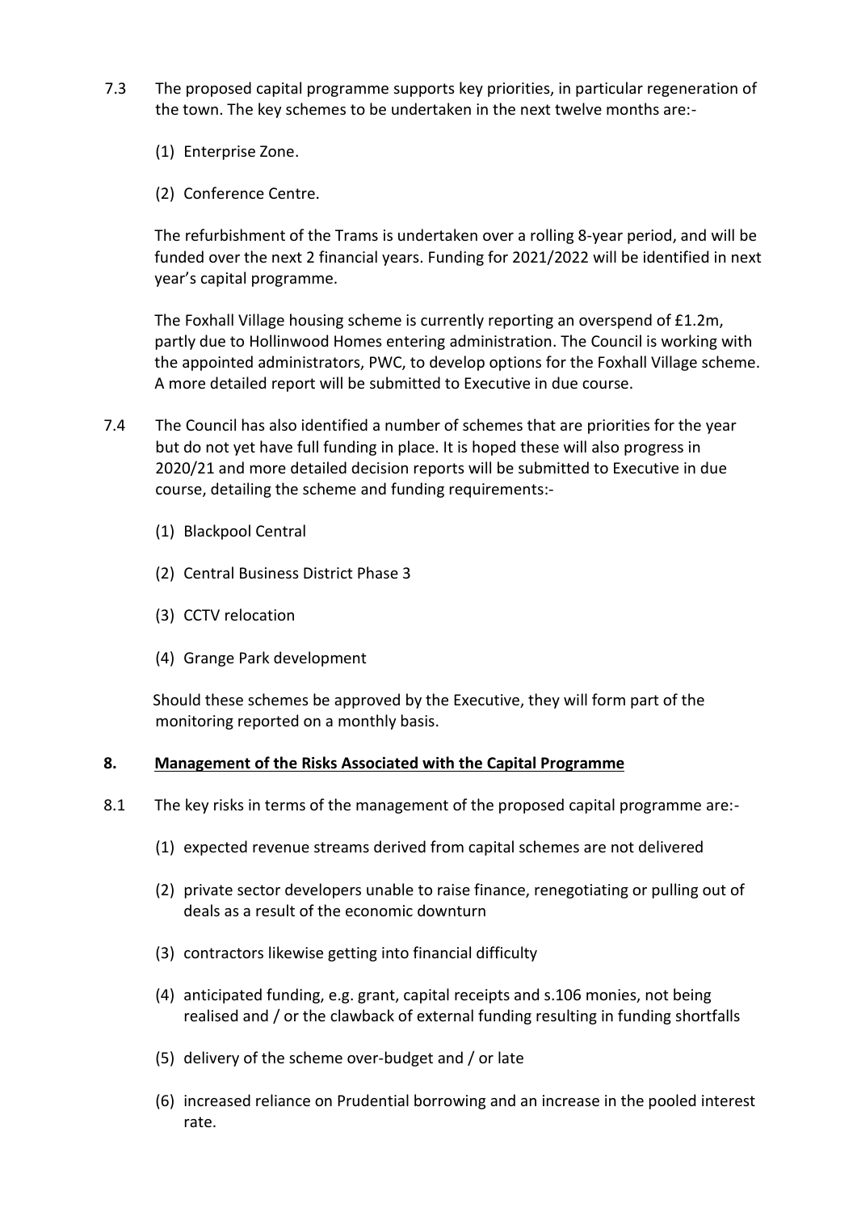7.3 The proposed capital programme supports key priorities, in particular regeneration of the town. The key schemes to be undertaken in the next twelve months are:-

(1) Enterprise Zone.

(2) Conference Centre.

The refurbishment of the Trams is undertaken over a rolling 8-year period, and will be funded over the next 2 financial years. Funding for 2021/2022 will be identified in next year's capital programme.

The Foxhall Village housing scheme is currently reporting an overspend of £1.2m, partly due to Hollinwood Homes entering administration. The Council is working with the appointed administrators, PWC, to develop options for the Foxhall Village scheme. A more detailed report will be submitted to Executive in due course.

7.4 The Council has also identified a number of schemes that are priorities for the year but do not yet have full funding in place. It is hoped these will also progress in 2020/21 and more detailed decision reports will be submitted to Executive in due course, detailing the scheme and funding requirements:-

(1) Blackpool Central

(2) Central Business District Phase 3

(3) CCTV relocation

(4) Grange Park development

Should these schemes be approved by the Executive, they will form part of the monitoring reported on a monthly basis.

## 8. Management of the Risks Associated with the Capital Programme

8.1 The key risks in terms of the management of the proposed capital programme are:-

(1) expected revenue streams derived from capital schemes are not delivered

(2) private sector developers unable to raise finance, renegotiating or pulling out of deals as a result of the economic downturn

(3) contractors likewise getting into financial difficulty

(4) anticipated funding, e.g. grant, capital receipts and s.106 monies, not being realised and / or the clawback of external funding resulting in funding shortfalls

(5) delivery of the scheme over-budget and / or late

(6) increased reliance on Prudential borrowing and an increase in the pooled interest rate.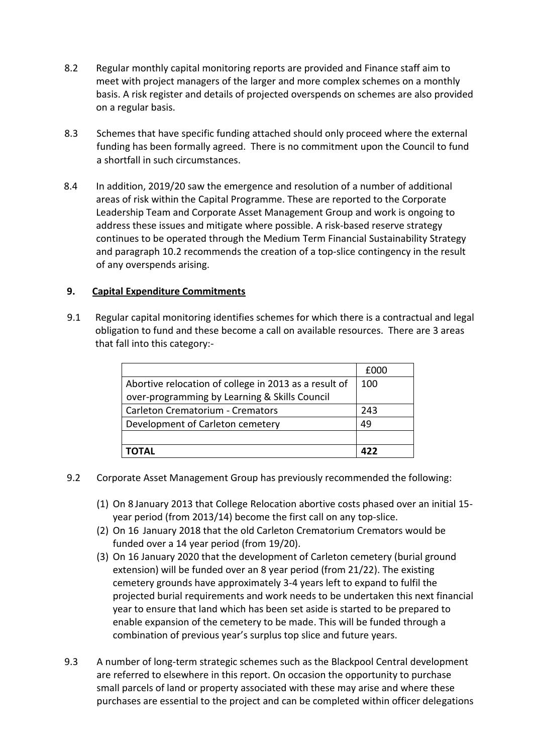8.2 Regular monthly capital monitoring reports are provided and Finance staff aim to meet with project managers of the larger and more complex schemes on a monthly basis. A risk register and details of projected overspends on schemes are also provided on a regular basis.

8.3 Schemes that have specific funding attached should only proceed where the external funding has been formally agreed. There is no commitment upon the Council to fund a shortfall in such circumstances.

8.4 In addition, 2019/20 saw the emergence and resolution of a number of additional areas of risk within the Capital Programme. These are reported to the Corporate Leadership Team and Corporate Asset Management Group and work is ongoing to address these issues and mitigate where possible. A risk-based reserve strategy continues to be operated through the Medium Term Financial Sustainability Strategy and paragraph 10.2 recommends the creation of a top-slice contingency in the result of any overspends arising.

## 9. Capital Expenditure Commitments

9.1 Regular capital monitoring identifies schemes for which there is a contractual and legal obligation to fund and these become a call on available resources. There are 3 areas that fall into this category:-

| | £000 |
|---|---|
| Abortive relocation of college in 2013 as a result of over-programming by Learning & Skills Council | 100 |
| Carleton Crematorium - Cremators | 243 |
| Development of Carleton cemetery | 49 |
| | |
| **TOTAL** | **422** |

9.2 Corporate Asset Management Group has previously recommended the following:

(1) On 8 January 2013 that College Relocation abortive costs phased over an initial 15-year period (from 2013/14) become the first call on any top-slice.

(2) On 16 January 2018 that the old Carleton Crematorium Cremators would be funded over a 14 year period (from 19/20).

(3) On 16 January 2020 that the development of Carleton cemetery (burial ground extension) will be funded over an 8 year period (from 21/22). The existing cemetery grounds have approximately 3-4 years left to expand to fulfil the projected burial requirements and work needs to be undertaken this next financial year to ensure that land which has been set aside is started to be prepared to enable expansion of the cemetery to be made. This will be funded through a combination of previous year's surplus top slice and future years.

9.3 A number of long-term strategic schemes such as the Blackpool Central development are referred to elsewhere in this report. On occasion the opportunity to purchase small parcels of land or property associated with these may arise and where these purchases are essential to the project and can be completed within officer delegations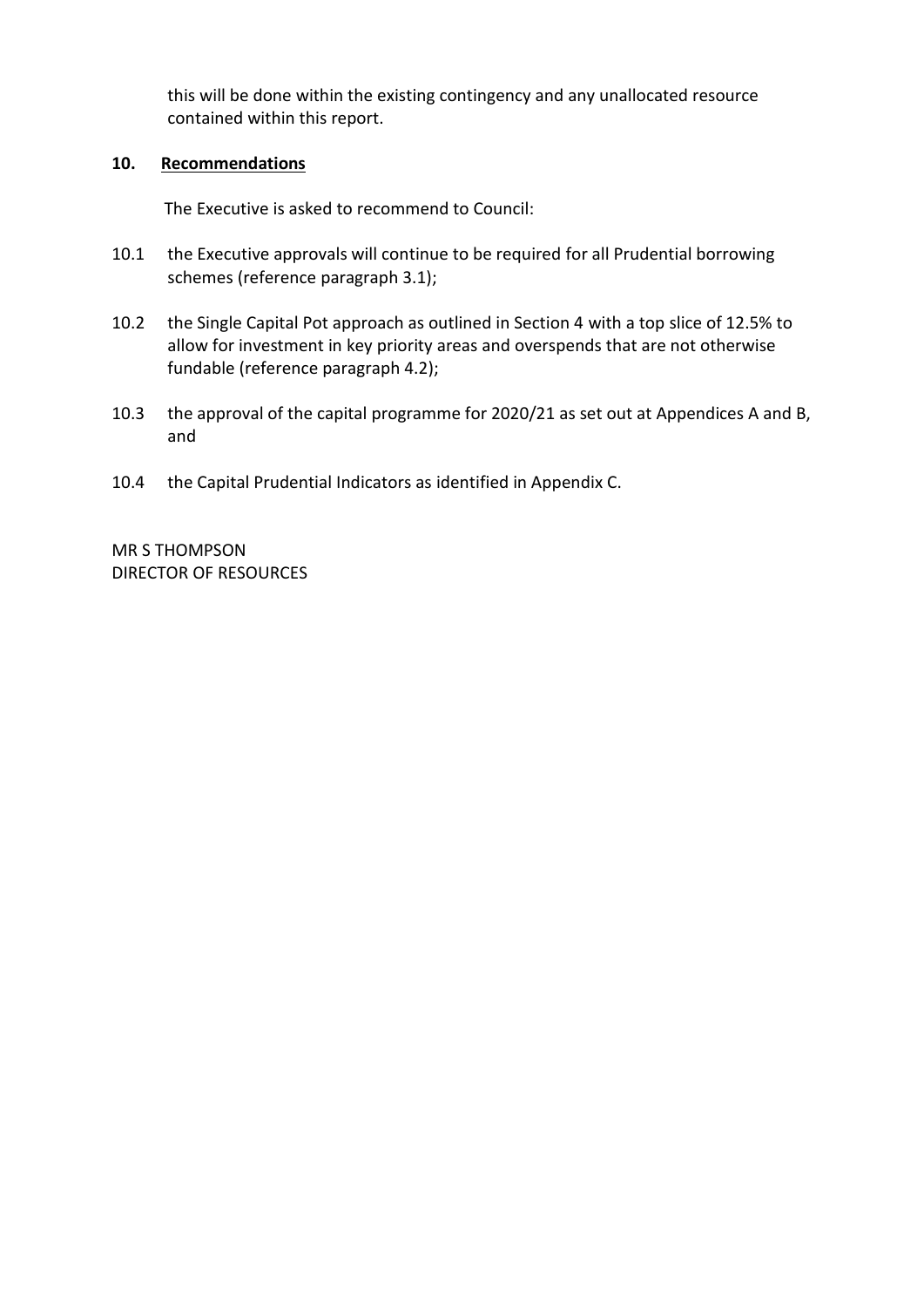this will be done within the existing contingency and any unallocated resource contained within this report.

## 10. Recommendations

The Executive is asked to recommend to Council:

10.1 the Executive approvals will continue to be required for all Prudential borrowing schemes (reference paragraph 3.1);

10.2 the Single Capital Pot approach as outlined in Section 4 with a top slice of 12.5% to allow for investment in key priority areas and overspends that are not otherwise fundable (reference paragraph 4.2);

10.3 the approval of the capital programme for 2020/21 as set out at Appendices A and B, and

10.4 the Capital Prudential Indicators as identified in Appendix C.

MR S THOMPSON
DIRECTOR OF RESOURCES